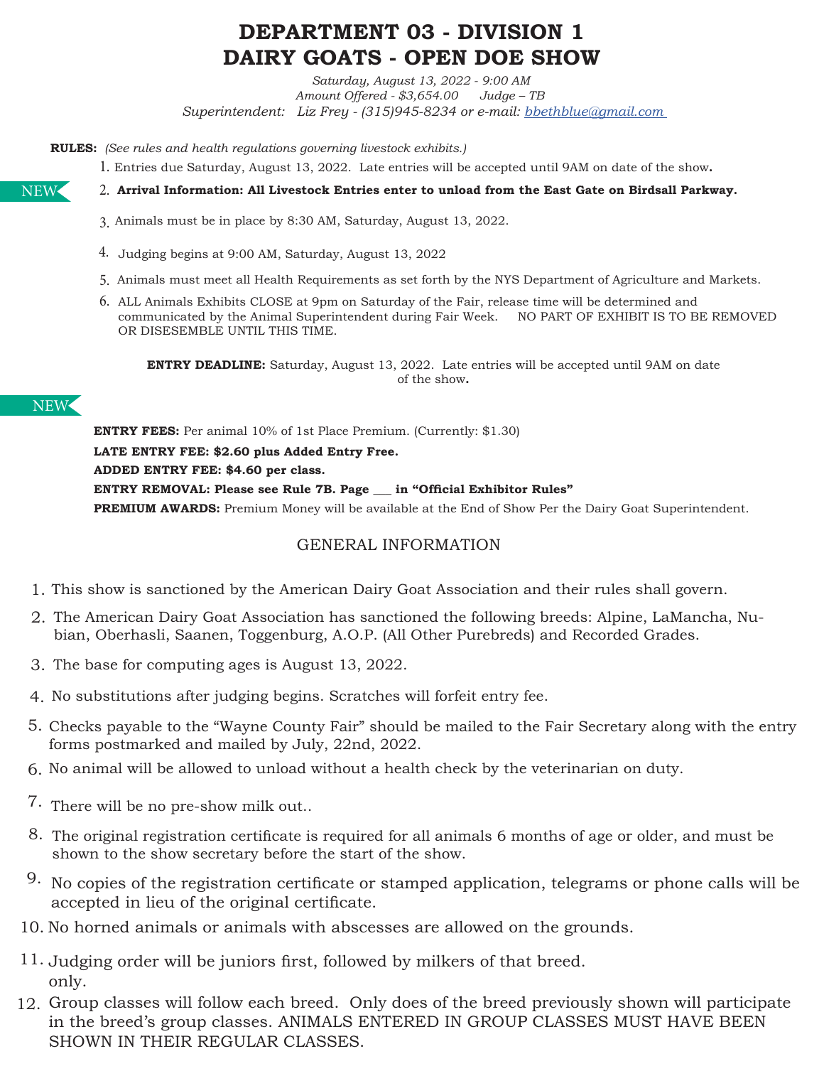# DEPARTMENT 03 - DIVISION 1
# DAIRY GOATS - OPEN DOE SHOW

*Saturday, August 13, 2022 - 9:00 AM*
*Amount Offered - $3,654.00   Judge – TB*
*Superintendent: Liz Frey - (315)945-8234 or e-mail: bbethblue@gmail.com*

**RULES:** *(See rules and health regulations governing livestock exhibits.)*

1. Entries due Saturday, August 13, 2022. Late entries will be accepted until 9AM on date of the show**.**
2. NEW **Arrival Information: All Livestock Entries enter to unload from the East Gate on Birdsall Parkway.**
3. Animals must be in place by 8:30 AM, Saturday, August 13, 2022.
4. Judging begins at 9:00 AM, Saturday, August 13, 2022
5. Animals must meet all Health Requirements as set forth by the NYS Department of Agriculture and Markets.
6. ALL Animals Exhibits CLOSE at 9pm on Saturday of the Fair, release time will be determined and communicated by the Animal Superintendent during Fair Week. NO PART OF EXHIBIT IS TO BE REMOVED OR DISESEMBLE UNTIL THIS TIME.

**ENTRY DEADLINE:** Saturday, August 13, 2022. Late entries will be accepted until 9AM on date of the show**.**

NEW

**ENTRY FEES:** Per animal 10% of 1st Place Premium. (Currently: $1.30)
**LATE ENTRY FEE: $2.60 plus Added Entry Free.**
**ADDED ENTRY FEE: $4.60 per class.**
**ENTRY REMOVAL: Please see Rule 7B. Page ___ in "Official Exhibitor Rules"**
**PREMIUM AWARDS:** Premium Money will be available at the End of Show Per the Dairy Goat Superintendent.

## GENERAL INFORMATION

1. This show is sanctioned by the American Dairy Goat Association and their rules shall govern.
2. The American Dairy Goat Association has sanctioned the following breeds: Alpine, LaMancha, Nubian, Oberhasli, Saanen, Toggenburg, A.O.P. (All Other Purebreds) and Recorded Grades.
3. The base for computing ages is August 13, 2022.
4. No substitutions after judging begins. Scratches will forfeit entry fee.
5. Checks payable to the "Wayne County Fair" should be mailed to the Fair Secretary along with the entry forms postmarked and mailed by July, 22nd, 2022.
6. No animal will be allowed to unload without a health check by the veterinarian on duty.
7. There will be no pre-show milk out..
8. The original registration certificate is required for all animals 6 months of age or older, and must be shown to the show secretary before the start of the show.
9. No copies of the registration certificate or stamped application, telegrams or phone calls will be accepted in lieu of the original certificate.
10. No horned animals or animals with abscesses are allowed on the grounds.
11. Judging order will be juniors first, followed by milkers of that breed. only.
12. Group classes will follow each breed. Only does of the breed previously shown will participate in the breed's group classes. ANIMALS ENTERED IN GROUP CLASSES MUST HAVE BEEN SHOWN IN THEIR REGULAR CLASSES.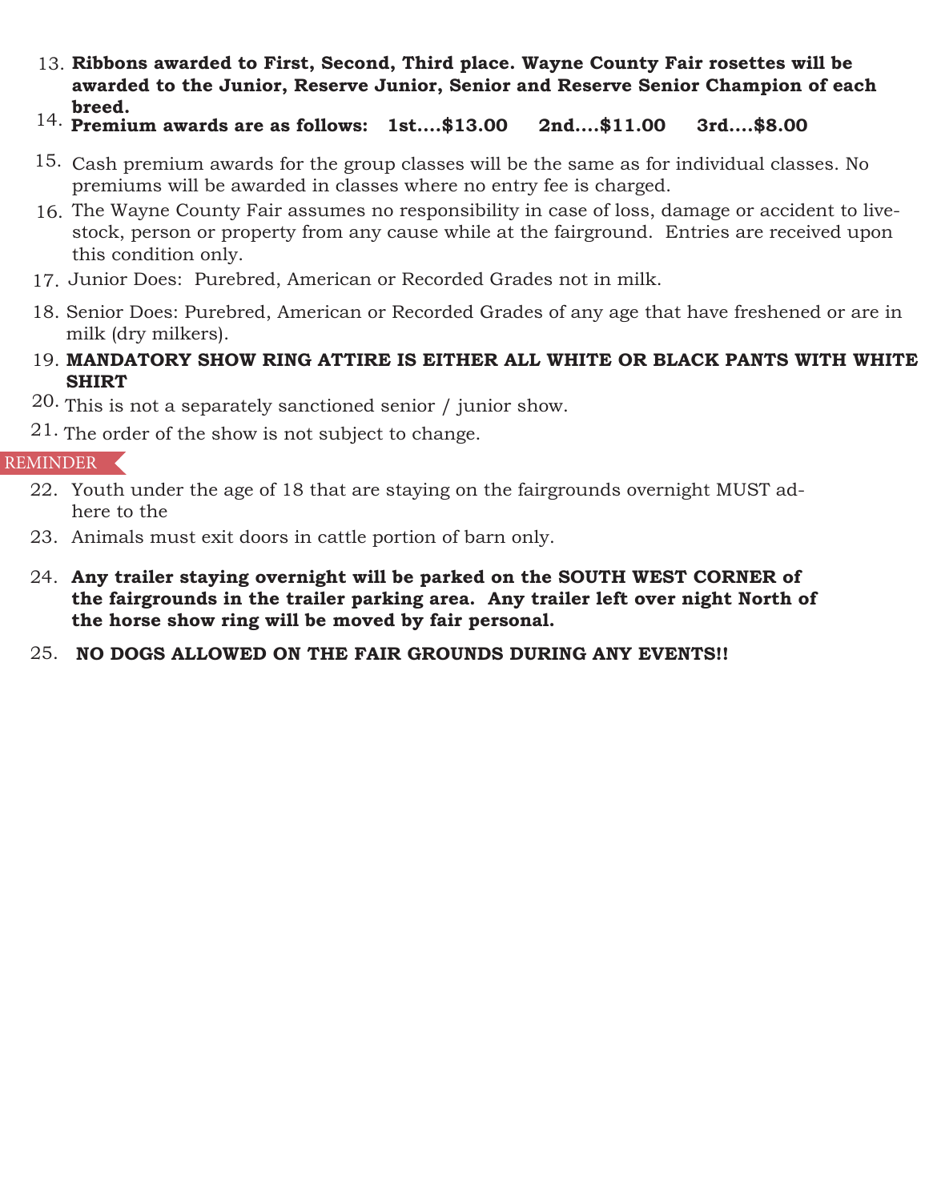13. **Ribbons awarded to First, Second, Third place. Wayne County Fair rosettes will be awarded to the Junior, Reserve Junior, Senior and Reserve Senior Champion of each breed.**
14. **Premium awards are as follows: 1st....$13.00 2nd....$11.00 3rd....$8.00**
15. Cash premium awards for the group classes will be the same as for individual classes. No premiums will be awarded in classes where no entry fee is charged.
16. The Wayne County Fair assumes no responsibility in case of loss, damage or accident to livestock, person or property from any cause while at the fairground. Entries are received upon this condition only.
17. Junior Does: Purebred, American or Recorded Grades not in milk.
18. Senior Does: Purebred, American or Recorded Grades of any age that have freshened or are in milk (dry milkers).
19. **MANDATORY SHOW RING ATTIRE IS EITHER ALL WHITE OR BLACK PANTS WITH WHITE SHIRT**
20. This is not a separately sanctioned senior / junior show.
21. The order of the show is not subject to change.

REMINDER

22. Youth under the age of 18 that are staying on the fairgrounds overnight MUST adhere to the
23. Animals must exit doors in cattle portion of barn only.
24. **Any trailer staying overnight will be parked on the SOUTH WEST CORNER of the fairgrounds in the trailer parking area. Any trailer left over night North of the horse show ring will be moved by fair personal.**
25. **NO DOGS ALLOWED ON THE FAIR GROUNDS DURING ANY EVENTS!!**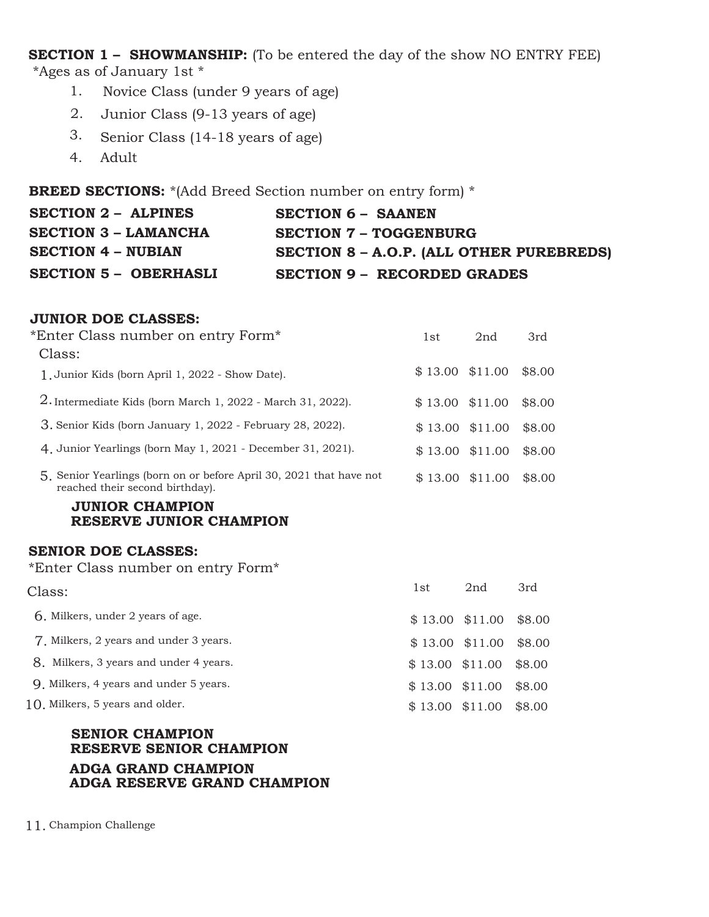**SECTION 1 – SHOWMANSHIP:** (To be entered the day of the show NO ENTRY FEE)
*Ages as of January 1st *

1. Novice Class (under 9 years of age)
2. Junior Class (9-13 years of age)
3. Senior Class (14-18 years of age)
4. Adult

**BREED SECTIONS:** *(Add Breed Section number on entry form) *

**SECTION 2 – ALPINES**
**SECTION 3 – LAMANCHA**
**SECTION 4 – NUBIAN**
**SECTION 5 – OBERHASLI**
**SECTION 6 – SAANEN**
**SECTION 7 – TOGGENBURG**
**SECTION 8 – A.O.P. (ALL OTHER PUREBREDS)**
**SECTION 9 – RECORDED GRADES**

**JUNIOR DOE CLASSES:**
*Enter Class number on entry Form*

| Class: | 1st | 2nd | 3rd |
|---|---|---|---|
| 1. Junior Kids (born April 1, 2022 - Show Date). | $ 13.00 | $11.00 | $8.00 |
| 2. Intermediate Kids (born March 1, 2022 - March 31, 2022). | $ 13.00 | $11.00 | $8.00 |
| 3. Senior Kids (born January 1, 2022 - February 28, 2022). | $ 13.00 | $11.00 | $8.00 |
| 4. Junior Yearlings (born May 1, 2021 - December 31, 2021). | $ 13.00 | $11.00 | $8.00 |
| 5. Senior Yearlings (born on or before April 30, 2021 that have not reached their second birthday). | $ 13.00 | $11.00 | $8.00 |

**JUNIOR CHAMPION**
**RESERVE JUNIOR CHAMPION**

**SENIOR DOE CLASSES:**
*Enter Class number on entry Form*

| Class: | 1st | 2nd | 3rd |
|---|---|---|---|
| 6. Milkers, under 2 years of age. | $ 13.00 | $11.00 | $8.00 |
| 7. Milkers, 2 years and under 3 years. | $ 13.00 | $11.00 | $8.00 |
| 8. Milkers, 3 years and under 4 years. | $ 13.00 | $11.00 | $8.00 |
| 9. Milkers, 4 years and under 5 years. | $ 13.00 | $11.00 | $8.00 |
| 10. Milkers, 5 years and older. | $ 13.00 | $11.00 | $8.00 |

**SENIOR CHAMPION**
**RESERVE SENIOR CHAMPION**
**ADGA GRAND CHAMPION**
**ADGA RESERVE GRAND CHAMPION**

11. Champion Challenge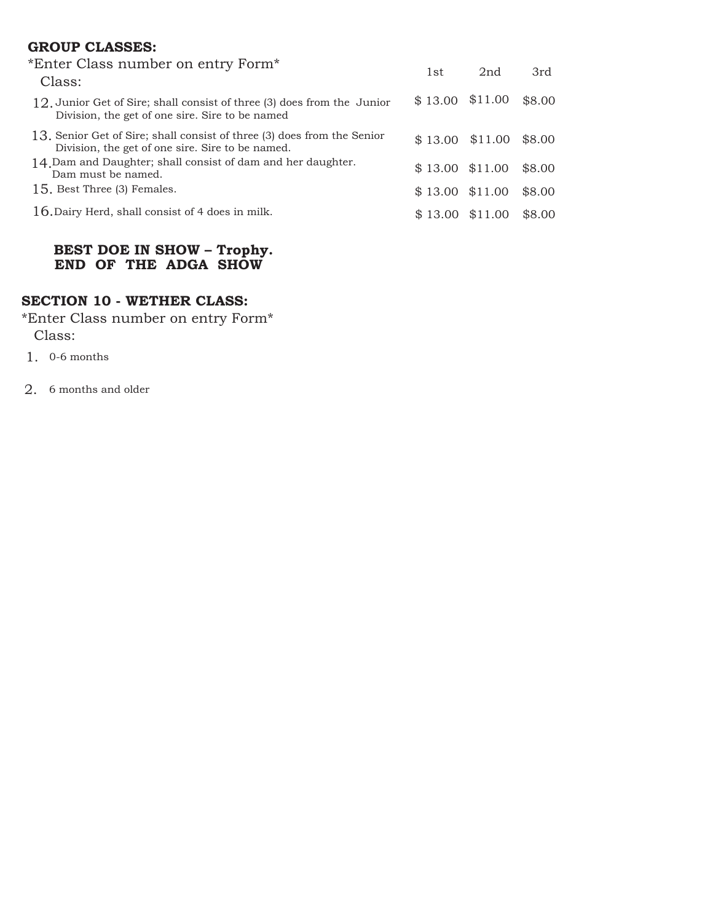**GROUP CLASSES:**

*Enter Class number on entry Form*

Class:

| Class | | 1st | 2nd | 3rd |
|---|---|---|---|---|
| 12. | Junior Get of Sire; shall consist of three (3) does from the Junior Division, the get of one sire. Sire to be named | $ 13.00 | $11.00 | $8.00 |
| 13. | Senior Get of Sire; shall consist of three (3) does from the Senior Division, the get of one sire. Sire to be named. | $ 13.00 | $11.00 | $8.00 |
| 14. | Dam and Daughter; shall consist of dam and her daughter. Dam must be named. | $ 13.00 | $11.00 | $8.00 |
| 15. | Best Three (3) Females. | $ 13.00 | $11.00 | $8.00 |
| 16. | Dairy Herd, shall consist of 4 does in milk. | $ 13.00 | $11.00 | $8.00 |

**BEST DOE IN SHOW – Trophy.**
**END OF THE ADGA SHOW**

**SECTION 10 - WETHER CLASS:**

*Enter Class number on entry Form*

Class:

1. 0-6 months
2. 6 months and older